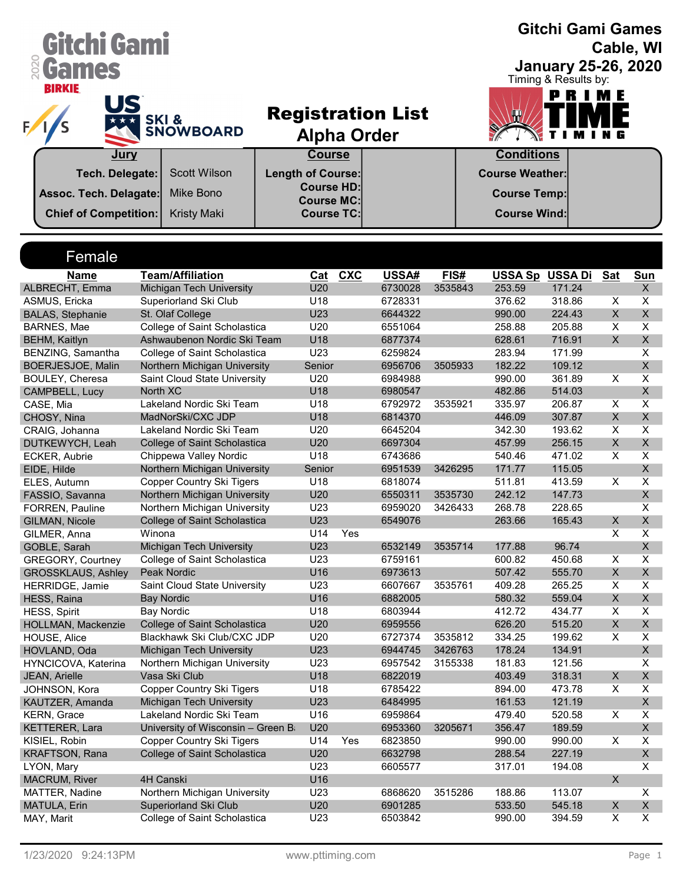# Gitchi Gami Games

Cable, WI

January 25-26, 2020

Timing & Results by: PRIME TIME TIMING

## Registration List
## Alpha Order

| Jury | | Course | | Conditions | |
|---|---|---|---|---|---|
| Tech. Delegate: | Scott Wilson | Length of Course: | | Course Weather: | |
| Assoc. Tech. Delagate: | Mike Bono | Course HD: | | Course Temp: | |
| | | Course MC: | | | |
| Chief of Competition: | Kristy Maki | Course TC: | | Course Wind: | |

## Female

| Name | Team/Affiliation | Cat | CXC | USSA# | FIS# | USSA Sp | USSA Di | Sat | Sun |
|---|---|---|---|---|---|---|---|---|---|
| ALBRECHT, Emma | Michigan Tech University | U20 | | 6730028 | 3535843 | 253.59 | 171.24 | | X |
| ASMUS, Ericka | Superiorland Ski Club | U18 | | 6728331 | | 376.62 | 318.86 | X | X |
| BALAS, Stephanie | St. Olaf College | U23 | | 6644322 | | 990.00 | 224.43 | X | X |
| BARNES, Mae | College of Saint Scholastica | U20 | | 6551064 | | 258.88 | 205.88 | X | X |
| BEHM, Kaitlyn | Ashwaubenon Nordic Ski Team | U18 | | 6877374 | | 628.61 | 716.91 | X | X |
| BENZING, Samantha | College of Saint Scholastica | U23 | | 6259824 | | 283.94 | 171.99 | | X |
| BOERJESJOE, Malin | Northern Michigan University | Senior | | 6956706 | 3505933 | 182.22 | 109.12 | | X |
| BOULEY, Cheresa | Saint Cloud State University | U20 | | 6984988 | | 990.00 | 361.89 | X | X |
| CAMPBELL, Lucy | North XC | U18 | | 6980547 | | 482.86 | 514.03 | | X |
| CASE, Mia | Lakeland Nordic Ski Team | U18 | | 6792972 | 3535921 | 335.97 | 206.87 | X | X |
| CHOSY, Nina | MadNorSki/CXC JDP | U18 | | 6814370 | | 446.09 | 307.87 | X | X |
| CRAIG, Johanna | Lakeland Nordic Ski Team | U20 | | 6645204 | | 342.30 | 193.62 | X | X |
| DUTKEWYCH, Leah | College of Saint Scholastica | U20 | | 6697304 | | 457.99 | 256.15 | X | X |
| ECKER, Aubrie | Chippewa Valley Nordic | U18 | | 6743686 | | 540.46 | 471.02 | X | X |
| EIDE, Hilde | Northern Michigan University | Senior | | 6951539 | 3426295 | 171.77 | 115.05 | | X |
| ELES, Autumn | Copper Country Ski Tigers | U18 | | 6818074 | | 511.81 | 413.59 | X | X |
| FASSIO, Savanna | Northern Michigan University | U20 | | 6550311 | 3535730 | 242.12 | 147.73 | | X |
| FORREN, Pauline | Northern Michigan University | U23 | | 6959020 | 3426433 | 268.78 | 228.65 | | X |
| GILMAN, Nicole | College of Saint Scholastica | U23 | | 6549076 | | 263.66 | 165.43 | X | X |
| GILMER, Anna | Winona | U14 | Yes | | | | | X | X |
| GOBLE, Sarah | Michigan Tech University | U23 | | 6532149 | 3535714 | 177.88 | 96.74 | | X |
| GREGORY, Courtney | College of Saint Scholastica | U23 | | 6759161 | | 600.82 | 450.68 | X | X |
| GROSSKLAUS, Ashley | Peak Nordic | U16 | | 6973613 | | 507.42 | 555.70 | X | X |
| HERRIDGE, Jamie | Saint Cloud State University | U23 | | 6607667 | 3535761 | 409.28 | 265.25 | X | X |
| HESS, Raina | Bay Nordic | U16 | | 6882005 | | 580.32 | 559.04 | X | X |
| HESS, Spirit | Bay Nordic | U18 | | 6803944 | | 412.72 | 434.77 | X | X |
| HOLLMAN, Mackenzie | College of Saint Scholastica | U20 | | 6959556 | | 626.20 | 515.20 | X | X |
| HOUSE, Alice | Blackhawk Ski Club/CXC JDP | U20 | | 6727374 | 3535812 | 334.25 | 199.62 | X | X |
| HOVLAND, Oda | Michigan Tech University | U23 | | 6944745 | 3426763 | 178.24 | 134.91 | | X |
| HYNCICOVA, Katerina | Northern Michigan University | U23 | | 6957542 | 3155338 | 181.83 | 121.56 | | X |
| JEAN, Arielle | Vasa Ski Club | U18 | | 6822019 | | 403.49 | 318.31 | X | X |
| JOHNSON, Kora | Copper Country Ski Tigers | U18 | | 6785422 | | 894.00 | 473.78 | X | X |
| KAUTZER, Amanda | Michigan Tech University | U23 | | 6484995 | | 161.53 | 121.19 | | X |
| KERN, Grace | Lakeland Nordic Ski Team | U16 | | 6959864 | | 479.40 | 520.58 | X | X |
| KETTERER, Lara | University of Wisconsin – Green B | U20 | | 6953360 | 3205671 | 356.47 | 189.59 | | X |
| KISIEL, Robin | Copper Country Ski Tigers | U14 | Yes | 6823850 | | 990.00 | 990.00 | X | X |
| KRAFTSON, Rana | College of Saint Scholastica | U20 | | 6632798 | | 288.54 | 227.19 | | X |
| LYON, Mary | | U23 | | 6605577 | | 317.01 | 194.08 | | X |
| MACRUM, River | 4H Canski | U16 | | | | | | X | |
| MATTER, Nadine | Northern Michigan University | U23 | | 6868620 | 3515286 | 188.86 | 113.07 | | X |
| MATULA, Erin | Superiorland Ski Club | U20 | | 6901285 | | 533.50 | 545.18 | X | X |
| MAY, Marit | College of Saint Scholastica | U23 | | 6503842 | | 990.00 | 394.59 | X | X |

1/23/2020 9:24:13PM www.pttiming.com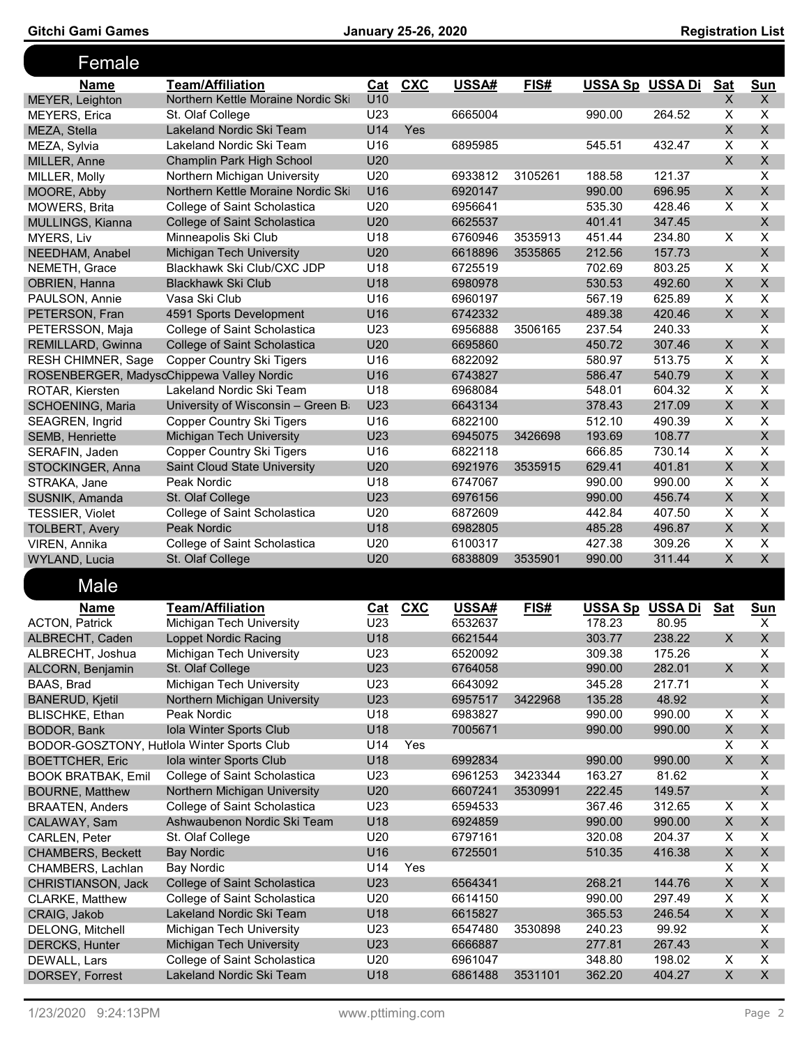## Female

| Name | Team/Affiliation | Cat | CXC | USSA# | FIS# | USSA Sp | USSA Di | Sat | Sun |
|---|---|---|---|---|---|---|---|---|---|
| MEYER, Leighton | Northern Kettle Moraine Nordic Ski | U10 | | | | | | X | X |
| MEYERS, Erica | St. Olaf College | U23 | | 6665004 | | 990.00 | 264.52 | X | X |
| MEZA, Stella | Lakeland Nordic Ski Team | U14 | Yes | | | | | X | X |
| MEZA, Sylvia | Lakeland Nordic Ski Team | U16 | | 6895985 | | 545.51 | 432.47 | X | X |
| MILLER, Anne | Champlin Park High School | U20 | | | | | | X | X |
| MILLER, Molly | Northern Michigan University | U20 | | 6933812 | 3105261 | 188.58 | 121.37 | | X |
| MOORE, Abby | Northern Kettle Moraine Nordic Ski | U16 | | 6920147 | | 990.00 | 696.95 | X | X |
| MOWERS, Brita | College of Saint Scholastica | U20 | | 6956641 | | 535.30 | 428.46 | X | X |
| MULLINGS, Kianna | College of Saint Scholastica | U20 | | 6625537 | | 401.41 | 347.45 | | X |
| MYERS, Liv | Minneapolis Ski Club | U18 | | 6760946 | 3535913 | 451.44 | 234.80 | X | X |
| NEEDHAM, Anabel | Michigan Tech University | U20 | | 6618896 | 3535865 | 212.56 | 157.73 | | X |
| NEMETH, Grace | Blackhawk Ski Club/CXC JDP | U18 | | 6725519 | | 702.69 | 803.25 | X | X |
| OBRIEN, Hanna | Blackhawk Ski Club | U18 | | 6980978 | | 530.53 | 492.60 | X | X |
| PAULSON, Annie | Vasa Ski Club | U16 | | 6960197 | | 567.19 | 625.89 | X | X |
| PETERSON, Fran | 4591 Sports Development | U16 | | 6742332 | | 489.38 | 420.46 | X | X |
| PETERSSON, Maja | College of Saint Scholastica | U23 | | 6956888 | 3506165 | 237.54 | 240.33 | | X |
| REMILLARD, Gwinna | College of Saint Scholastica | U20 | | 6695860 | | 450.72 | 307.46 | X | X |
| RESH CHIMNER, Sage | Copper Country Ski Tigers | U16 | | 6822092 | | 580.97 | 513.75 | X | X |
| ROSENBERGER, Madyso | Chippewa Valley Nordic | U16 | | 6743827 | | 586.47 | 540.79 | X | X |
| ROTAR, Kiersten | Lakeland Nordic Ski Team | U18 | | 6968084 | | 548.01 | 604.32 | X | X |
| SCHOENING, Maria | University of Wisconsin – Green B | U23 | | 6643134 | | 378.43 | 217.09 | X | X |
| SEAGREN, Ingrid | Copper Country Ski Tigers | U16 | | 6822100 | | 512.10 | 490.39 | X | X |
| SEMB, Henriette | Michigan Tech University | U23 | | 6945075 | 3426698 | 193.69 | 108.77 | | X |
| SERAFIN, Jaden | Copper Country Ski Tigers | U16 | | 6822118 | | 666.85 | 730.14 | X | X |
| STOCKINGER, Anna | Saint Cloud State University | U20 | | 6921976 | 3535915 | 629.41 | 401.81 | X | X |
| STRAKA, Jane | Peak Nordic | U18 | | 6747067 | | 990.00 | 990.00 | X | X |
| SUSNIK, Amanda | St. Olaf College | U23 | | 6976156 | | 990.00 | 456.74 | X | X |
| TESSIER, Violet | College of Saint Scholastica | U20 | | 6872609 | | 442.84 | 407.50 | X | X |
| TOLBERT, Avery | Peak Nordic | U18 | | 6982805 | | 485.28 | 496.87 | X | X |
| VIREN, Annika | College of Saint Scholastica | U20 | | 6100317 | | 427.38 | 309.26 | X | X |
| WYLAND, Lucia | St. Olaf College | U20 | | 6838809 | 3535901 | 990.00 | 311.44 | X | X |

## Male

| Name | Team/Affiliation | Cat | CXC | USSA# | FIS# | USSA Sp | USSA Di | Sat | Sun |
|---|---|---|---|---|---|---|---|---|---|
| ACTON, Patrick | Michigan Tech University | U23 | | 6532637 | | 178.23 | 80.95 | | X |
| ALBRECHT, Caden | Loppet Nordic Racing | U18 | | 6621544 | | 303.77 | 238.22 | X | X |
| ALBRECHT, Joshua | Michigan Tech University | U23 | | 6520092 | | 309.38 | 175.26 | | X |
| ALCORN, Benjamin | St. Olaf College | U23 | | 6764058 | | 990.00 | 282.01 | X | X |
| BAAS, Brad | Michigan Tech University | U23 | | 6643092 | | 345.28 | 217.71 | | X |
| BANERUD, Kjetil | Northern Michigan University | U23 | | 6957517 | 3422968 | 135.28 | 48.92 | | X |
| BLISCHKE, Ethan | Peak Nordic | U18 | | 6983827 | | 990.00 | 990.00 | X | X |
| BODOR, Bank | Iola Winter Sports Club | U18 | | 7005671 | | 990.00 | 990.00 | X | X |
| BODOR-GOSZTONY, Hu | Iola Winter Sports Club | U14 | Yes | | | | | X | X |
| BOETTCHER, Eric | Iola winter Sports Club | U18 | | 6992834 | | 990.00 | 990.00 | X | X |
| BOOK BRATBAK, Emil | College of Saint Scholastica | U23 | | 6961253 | 3423344 | 163.27 | 81.62 | | X |
| BOURNE, Matthew | Northern Michigan University | U20 | | 6607241 | 3530991 | 222.45 | 149.57 | | X |
| BRAATEN, Anders | College of Saint Scholastica | U23 | | 6594533 | | 367.46 | 312.65 | X | X |
| CALAWAY, Sam | Ashwaubenon Nordic Ski Team | U18 | | 6924859 | | 990.00 | 990.00 | X | X |
| CARLEN, Peter | St. Olaf College | U20 | | 6797161 | | 320.08 | 204.37 | X | X |
| CHAMBERS, Beckett | Bay Nordic | U16 | | 6725501 | | 510.35 | 416.38 | X | X |
| CHAMBERS, Lachlan | Bay Nordic | U14 | Yes | | | | | X | X |
| CHRISTIANSON, Jack | College of Saint Scholastica | U23 | | 6564341 | | 268.21 | 144.76 | X | X |
| CLARKE, Matthew | College of Saint Scholastica | U20 | | 6614150 | | 990.00 | 297.49 | X | X |
| CRAIG, Jakob | Lakeland Nordic Ski Team | U18 | | 6615827 | | 365.53 | 246.54 | X | X |
| DELONG, Mitchell | Michigan Tech University | U23 | | 6547480 | 3530898 | 240.23 | 99.92 | | X |
| DERCKS, Hunter | Michigan Tech University | U23 | | 6666887 | | 277.81 | 267.43 | | X |
| DEWALL, Lars | College of Saint Scholastica | U20 | | 6961047 | | 348.80 | 198.02 | X | X |
| DORSEY, Forrest | Lakeland Nordic Ski Team | U18 | | 6861488 | 3531101 | 362.20 | 404.27 | X | X |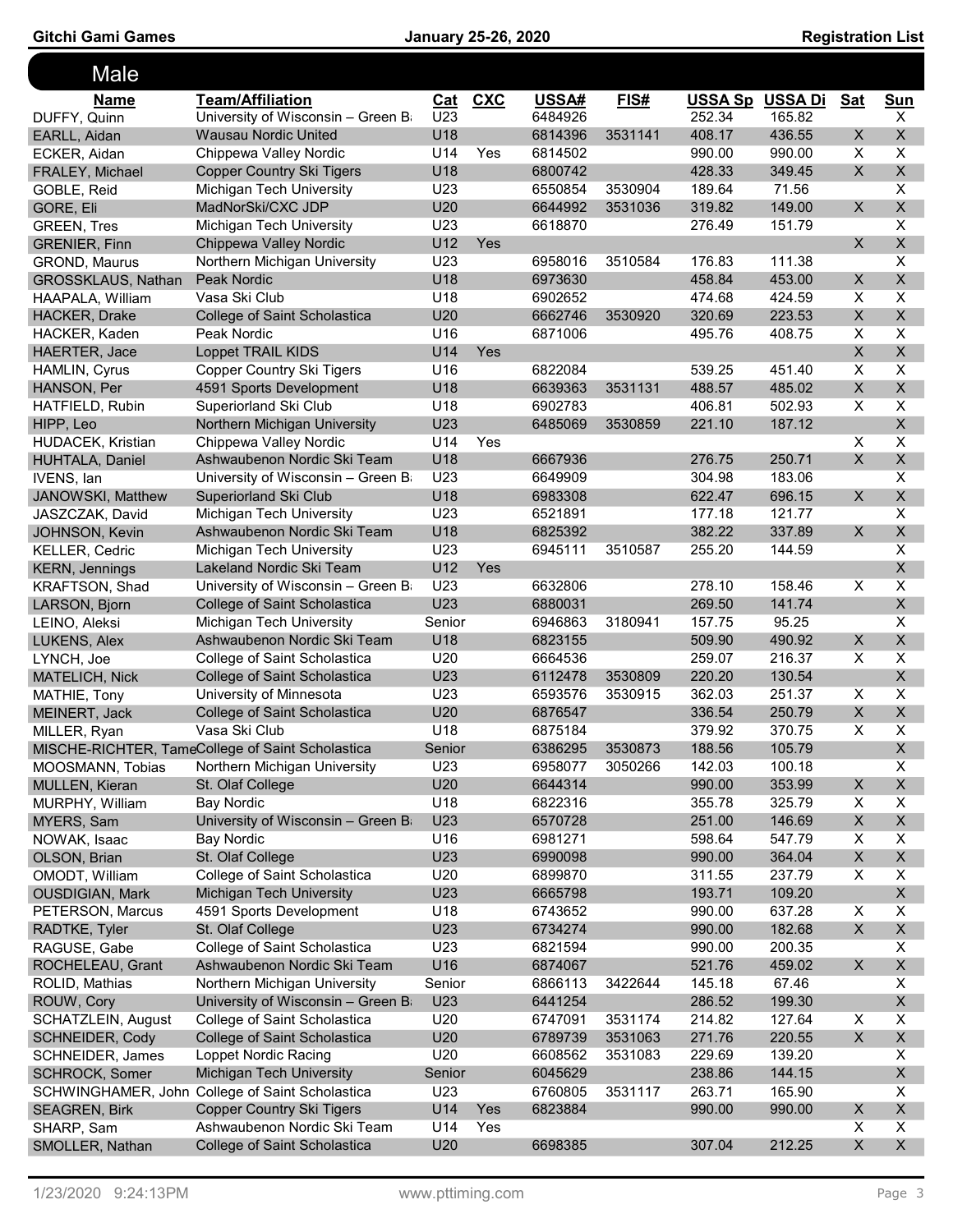## Male

| Name | Team/Affiliation | Cat | CXC | USSA# | FIS# | USSA Sp | USSA Di | Sat | Sun |
|---|---|---|---|---|---|---|---|---|---|
| DUFFY, Quinn | University of Wisconsin – Green B | U23 | | 6484926 | | 252.34 | 165.82 | | X |
| EARLL, Aidan | Wausau Nordic United | U18 | | 6814396 | 3531141 | 408.17 | 436.55 | X | X |
| ECKER, Aidan | Chippewa Valley Nordic | U14 | Yes | 6814502 | | 990.00 | 990.00 | X | X |
| FRALEY, Michael | Copper Country Ski Tigers | U18 | | 6800742 | | 428.33 | 349.45 | X | X |
| GOBLE, Reid | Michigan Tech University | U23 | | 6550854 | 3530904 | 189.64 | 71.56 | | X |
| GORE, Eli | MadNorSki/CXC JDP | U20 | | 6644992 | 3531036 | 319.82 | 149.00 | X | X |
| GREEN, Tres | Michigan Tech University | U23 | | 6618870 | | 276.49 | 151.79 | | X |
| GRENIER, Finn | Chippewa Valley Nordic | U12 | Yes | | | | | X | X |
| GROND, Maurus | Northern Michigan University | U23 | | 6958016 | 3510584 | 176.83 | 111.38 | | X |
| GROSSKLAUS, Nathan | Peak Nordic | U18 | | 6973630 | | 458.84 | 453.00 | X | X |
| HAAPALA, William | Vasa Ski Club | U18 | | 6902652 | | 474.68 | 424.59 | X | X |
| HACKER, Drake | College of Saint Scholastica | U20 | | 6662746 | 3530920 | 320.69 | 223.53 | X | X |
| HACKER, Kaden | Peak Nordic | U16 | | 6871006 | | 495.76 | 408.75 | X | X |
| HAERTER, Jace | Loppet TRAIL KIDS | U14 | Yes | | | | | X | X |
| HAMLIN, Cyrus | Copper Country Ski Tigers | U16 | | 6822084 | | 539.25 | 451.40 | X | X |
| HANSON, Per | 4591 Sports Development | U18 | | 6639363 | 3531131 | 488.57 | 485.02 | X | X |
| HATFIELD, Rubin | Superiorland Ski Club | U18 | | 6902783 | | 406.81 | 502.93 | X | X |
| HIPP, Leo | Northern Michigan University | U23 | | 6485069 | 3530859 | 221.10 | 187.12 | | X |
| HUDACEK, Kristian | Chippewa Valley Nordic | U14 | Yes | | | | | X | X |
| HUHTALA, Daniel | Ashwaubenon Nordic Ski Team | U18 | | 6667936 | | 276.75 | 250.71 | X | X |
| IVENS, Ian | University of Wisconsin – Green B | U23 | | 6649909 | | 304.98 | 183.06 | | X |
| JANOWSKI, Matthew | Superiorland Ski Club | U18 | | 6983308 | | 622.47 | 696.15 | X | X |
| JASZCZAK, David | Michigan Tech University | U23 | | 6521891 | | 177.18 | 121.77 | | X |
| JOHNSON, Kevin | Ashwaubenon Nordic Ski Team | U18 | | 6825392 | | 382.22 | 337.89 | X | X |
| KELLER, Cedric | Michigan Tech University | U23 | | 6945111 | 3510587 | 255.20 | 144.59 | | X |
| KERN, Jennings | Lakeland Nordic Ski Team | U12 | Yes | | | | | | X |
| KRAFTSON, Shad | University of Wisconsin – Green B | U23 | | 6632806 | | 278.10 | 158.46 | X | X |
| LARSON, Bjorn | College of Saint Scholastica | U23 | | 6880031 | | 269.50 | 141.74 | | X |
| LEINO, Aleksi | Michigan Tech University | Senior | | 6946863 | 3180941 | 157.75 | 95.25 | | X |
| LUKENS, Alex | Ashwaubenon Nordic Ski Team | U18 | | 6823155 | | 509.90 | 490.92 | X | X |
| LYNCH, Joe | College of Saint Scholastica | U20 | | 6664536 | | 259.07 | 216.37 | X | X |
| MATELICH, Nick | College of Saint Scholastica | U23 | | 6112478 | 3530809 | 220.20 | 130.54 | | X |
| MATHIE, Tony | University of Minnesota | U23 | | 6593576 | 3530915 | 362.03 | 251.37 | X | X |
| MEINERT, Jack | College of Saint Scholastica | U20 | | 6876547 | | 336.54 | 250.79 | X | X |
| MILLER, Ryan | Vasa Ski Club | U18 | | 6875184 | | 379.92 | 370.75 | X | X |
| MISCHE-RICHTER, Tame | College of Saint Scholastica | Senior | | 6386295 | 3530873 | 188.56 | 105.79 | | X |
| MOOSMANN, Tobias | Northern Michigan University | U23 | | 6958077 | 3050266 | 142.03 | 100.18 | | X |
| MULLEN, Kieran | St. Olaf College | U20 | | 6644314 | | 990.00 | 353.99 | X | X |
| MURPHY, William | Bay Nordic | U18 | | 6822316 | | 355.78 | 325.79 | X | X |
| MYERS, Sam | University of Wisconsin – Green B | U23 | | 6570728 | | 251.00 | 146.69 | X | X |
| NOWAK, Isaac | Bay Nordic | U16 | | 6981271 | | 598.64 | 547.79 | X | X |
| OLSON, Brian | St. Olaf College | U23 | | 6990098 | | 990.00 | 364.04 | X | X |
| OMODT, William | College of Saint Scholastica | U20 | | 6899870 | | 311.55 | 237.79 | X | X |
| OUSDIGIAN, Mark | Michigan Tech University | U23 | | 6665798 | | 193.71 | 109.20 | | X |
| PETERSON, Marcus | 4591 Sports Development | U18 | | 6743652 | | 990.00 | 637.28 | X | X |
| RADTKE, Tyler | St. Olaf College | U23 | | 6734274 | | 990.00 | 182.68 | X | X |
| RAGUSE, Gabe | College of Saint Scholastica | U23 | | 6821594 | | 990.00 | 200.35 | | X |
| ROCHELEAU, Grant | Ashwaubenon Nordic Ski Team | U16 | | 6874067 | | 521.76 | 459.02 | X | X |
| ROLID, Mathias | Northern Michigan University | Senior | | 6866113 | 3422644 | 145.18 | 67.46 | | X |
| ROUW, Cory | University of Wisconsin – Green B | U23 | | 6441254 | | 286.52 | 199.30 | | X |
| SCHATZLEIN, August | College of Saint Scholastica | U20 | | 6747091 | 3531174 | 214.82 | 127.64 | X | X |
| SCHNEIDER, Cody | College of Saint Scholastica | U20 | | 6789739 | 3531063 | 271.76 | 220.55 | X | X |
| SCHNEIDER, James | Loppet Nordic Racing | U20 | | 6608562 | 3531083 | 229.69 | 139.20 | | X |
| SCHROCK, Somer | Michigan Tech University | Senior | | 6045629 | | 238.86 | 144.15 | | X |
| SCHWINGHAMER, John | College of Saint Scholastica | U23 | | 6760805 | 3531117 | 263.71 | 165.90 | | X |
| SEAGREN, Birk | Copper Country Ski Tigers | U14 | Yes | 6823884 | | 990.00 | 990.00 | X | X |
| SHARP, Sam | Ashwaubenon Nordic Ski Team | U14 | Yes | | | | | X | X |
| SMOLLER, Nathan | College of Saint Scholastica | U20 | | 6698385 | | 307.04 | 212.25 | X | X |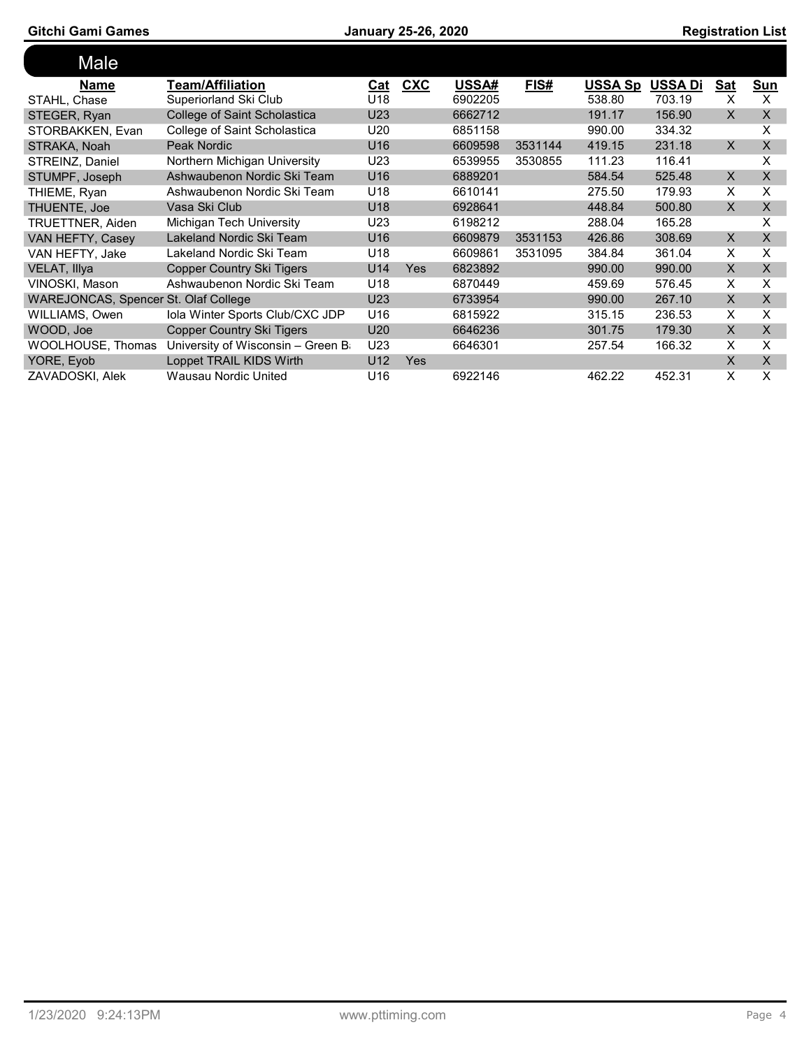## Male

| Name | Team/Affiliation | Cat | CXC | USSA# | FIS# | USSA Sp | USSA Di | Sat | Sun |
|---|---|---|---|---|---|---|---|---|---|
| STAHL, Chase | Superiorland Ski Club | U18 | | 6902205 | | 538.80 | 703.19 | X | X |
| STEGER, Ryan | College of Saint Scholastica | U23 | | 6662712 | | 191.17 | 156.90 | X | X |
| STORBAKKEN, Evan | College of Saint Scholastica | U20 | | 6851158 | | 990.00 | 334.32 | | X |
| STRAKA, Noah | Peak Nordic | U16 | | 6609598 | 3531144 | 419.15 | 231.18 | X | X |
| STREINZ, Daniel | Northern Michigan University | U23 | | 6539955 | 3530855 | 111.23 | 116.41 | | X |
| STUMPF, Joseph | Ashwaubenon Nordic Ski Team | U16 | | 6889201 | | 584.54 | 525.48 | X | X |
| THIEME, Ryan | Ashwaubenon Nordic Ski Team | U18 | | 6610141 | | 275.50 | 179.93 | X | X |
| THUENTE, Joe | Vasa Ski Club | U18 | | 6928641 | | 448.84 | 500.80 | X | X |
| TRUETTNER, Aiden | Michigan Tech University | U23 | | 6198212 | | 288.04 | 165.28 | | X |
| VAN HEFTY, Casey | Lakeland Nordic Ski Team | U16 | | 6609879 | 3531153 | 426.86 | 308.69 | X | X |
| VAN HEFTY, Jake | Lakeland Nordic Ski Team | U18 | | 6609861 | 3531095 | 384.84 | 361.04 | X | X |
| VELAT, Illya | Copper Country Ski Tigers | U14 | Yes | 6823892 | | 990.00 | 990.00 | X | X |
| VINOSKI, Mason | Ashwaubenon Nordic Ski Team | U18 | | 6870449 | | 459.69 | 576.45 | X | X |
| WAREJONCAS, Spencer | St. Olaf College | U23 | | 6733954 | | 990.00 | 267.10 | X | X |
| WILLIAMS, Owen | Iola Winter Sports Club/CXC JDP | U16 | | 6815922 | | 315.15 | 236.53 | X | X |
| WOOD, Joe | Copper Country Ski Tigers | U20 | | 6646236 | | 301.75 | 179.30 | X | X |
| WOOLHOUSE, Thomas | University of Wisconsin – Green B | U23 | | 6646301 | | 257.54 | 166.32 | X | X |
| YORE, Eyob | Loppet TRAIL KIDS Wirth | U12 | Yes | | | | | X | X |
| ZAVADOSKI, Alek | Wausau Nordic United | U16 | | 6922146 | | 462.22 | 452.31 | X | X |